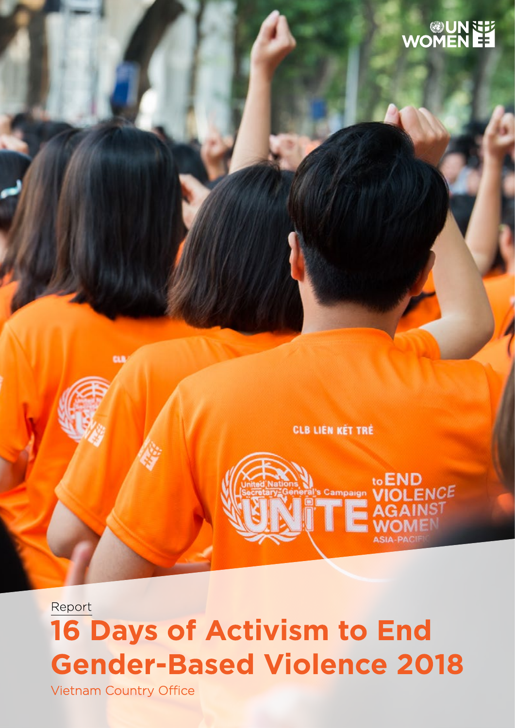Report

# 16 Days of Activism to End Gender-Based Violence 2018

Vietnam Country Office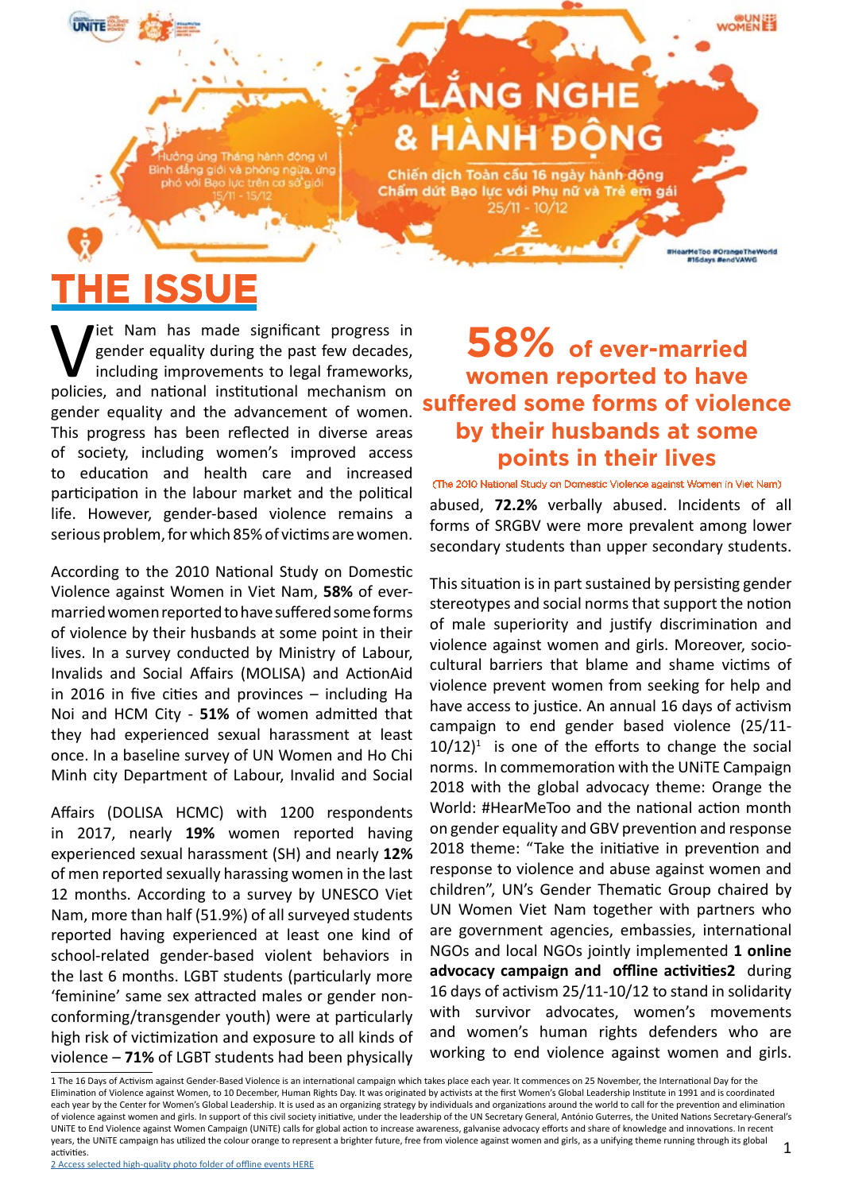LẮNG NGHE & HÀNH ĐỘNG

Chiến dịch Toàn cầu 16 ngày hành động Chấm dứt Bạo lực với Phụ nữ và Trẻ em gái 25/11 - 10/12

Hưởng ứng Tháng hành động vì Bình đẳng giới và phòng ngừa, ứng phó với Bạo lực trên cơ sở giới 15/11 - 15/12

#HearMeToo #OrangeTheWorld #16days #endVAWG

# THE ISSUE

Viet Nam has made significant progress in gender equality during the past few decades, including improvements to legal frameworks, policies, and national institutional mechanism on gender equality and the advancement of women. This progress has been reflected in diverse areas of society, including women's improved access to education and health care and increased participation in the labour market and the political life. However, gender-based violence remains a serious problem, for which 85% of victims are women.

According to the 2010 National Study on Domestic Violence against Women in Viet Nam, **58%** of ever-married women reported to have suffered some forms of violence by their husbands at some point in their lives. In a survey conducted by Ministry of Labour, Invalids and Social Affairs (MOLISA) and ActionAid in 2016 in five cities and provinces – including Ha Noi and HCM City - **51%** of women admitted that they had experienced sexual harassment at least once. In a baseline survey of UN Women and Ho Chi Minh city Department of Labour, Invalid and Social Affairs (DOLISA HCMC) with 1200 respondents in 2017, nearly **19%** women reported having experienced sexual harassment (SH) and nearly **12%** of men reported sexually harassing women in the last 12 months. According to a survey by UNESCO Viet Nam, more than half (51.9%) of all surveyed students reported having experienced at least one kind of school-related gender-based violent behaviors in the last 6 months. LGBT students (particularly more 'feminine' same sex attracted males or gender non-conforming/transgender youth) were at particularly high risk of victimization and exposure to all kinds of violence – **71%** of LGBT students had been physically abused, **72.2%** verbally abused. Incidents of all forms of SRGBV were more prevalent among lower secondary students than upper secondary students.

**58% of ever-married women reported to have suffered some forms of violence by their husbands at some points in their lives**

(The 2010 National Study on Domestic Violence against Women in Viet Nam)

This situation is in part sustained by persisting gender stereotypes and social norms that support the notion of male superiority and justify discrimination and violence against women and girls. Moreover, socio-cultural barriers that blame and shame victims of violence prevent women from seeking for help and have access to justice. An annual 16 days of activism campaign to end gender based violence (25/11-10/12)[1] is one of the efforts to change the social norms. In commemoration with the UNiTE Campaign 2018 with the global advocacy theme: Orange the World: #HearMeToo and the national action month on gender equality and GBV prevention and response 2018 theme: "Take the initiative in prevention and response to violence and abuse against women and children", UN's Gender Thematic Group chaired by UN Women Viet Nam together with partners who are government agencies, embassies, international NGOs and local NGOs jointly implemented **1 online advocacy campaign and offline activities2** during 16 days of activism 25/11-10/12 to stand in solidarity with survivor advocates, women's movements and women's human rights defenders who are working to end violence against women and girls.

---

1 The 16 Days of Activism against Gender-Based Violence is an international campaign which takes place each year. It commences on 25 November, the International Day for the Elimination of Violence against Women, to 10 December, Human Rights Day. It was originated by activists at the first Women's Global Leadership Institute in 1991 and is coordinated each year by the Center for Women's Global Leadership. It is used as an organizing strategy by individuals and organizations around the world to call for the prevention and elimination of violence against women and girls. In support of this civil society initiative, under the leadership of the UN Secretary General, António Guterres, the United Nations Secretary-General's UNiTE to End Violence against Women Campaign (UNiTE) calls for global action to increase awareness, galvanise advocacy efforts and share of knowledge and innovations. In recent years, the UNiTE campaign has utilized the colour orange to represent a brighter future, free from violence against women and girls, as a unifying theme running through its global activities.

2 Access selected high-quality photo folder of offline events HERE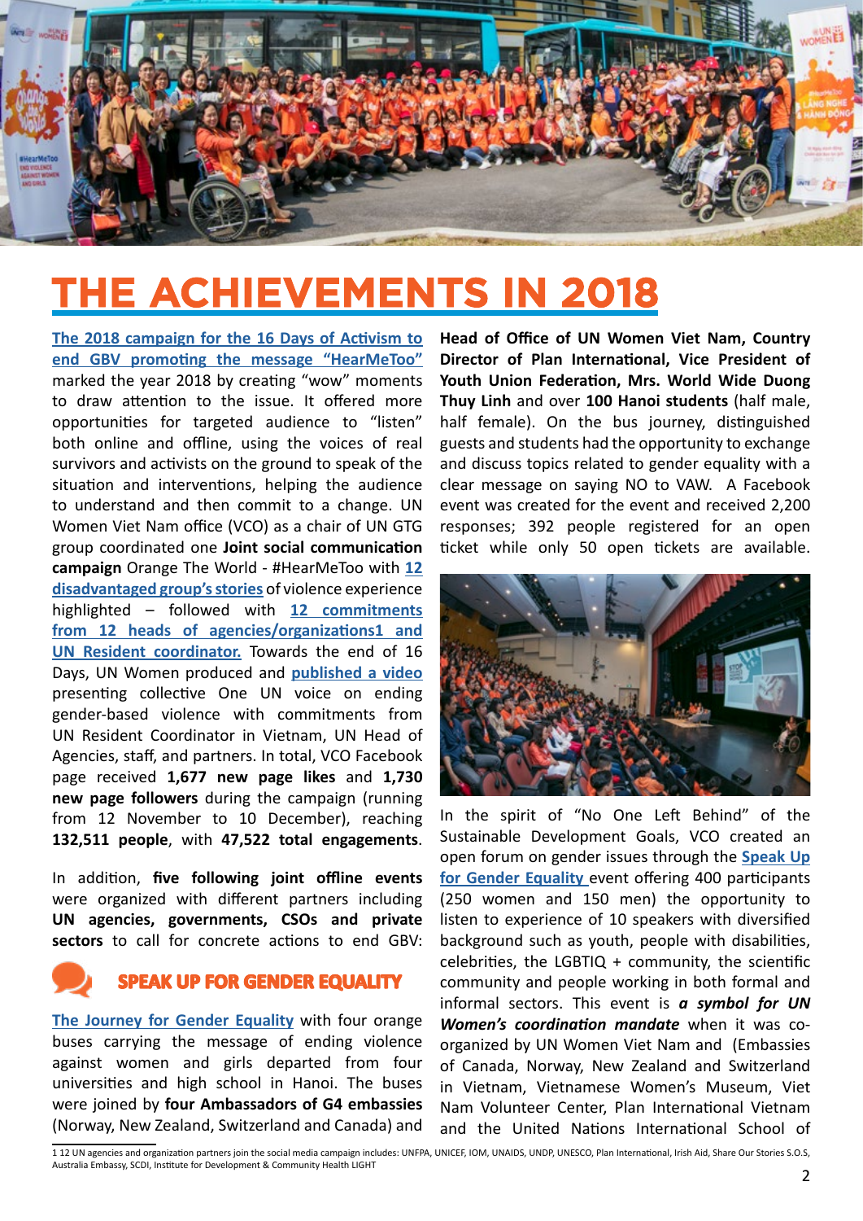# THE ACHIEVEMENTS IN 2018

**The 2018 campaign for the 16 Days of Activism to end GBV promoting the message "HearMeToo"** marked the year 2018 by creating "wow" moments to draw attention to the issue. It offered more opportunities for targeted audience to "listen" both online and offline, using the voices of real survivors and activists on the ground to speak of the situation and interventions, helping the audience to understand and then commit to a change. UN Women Viet Nam office (VCO) as a chair of UN GTG group coordinated one **Joint social communication campaign** Orange The World - #HearMeToo with **12 disadvantaged group's stories** of violence experience highlighted – followed with **12 commitments from 12 heads of agencies/organizations1 and UN Resident coordinator.** Towards the end of 16 Days, UN Women produced and **published a video** presenting collective One UN voice on ending gender-based violence with commitments from UN Resident Coordinator in Vietnam, UN Head of Agencies, staff, and partners. In total, VCO Facebook page received **1,677 new page likes** and **1,730 new page followers** during the campaign (running from 12 November to 10 December), reaching **132,511 people**, with **47,522 total engagements**.

In addition, **five following joint offline events** were organized with different partners including **UN agencies, governments, CSOs and private sectors** to call for concrete actions to end GBV:

## SPEAK UP FOR GENDER EQUALITY

**The Journey for Gender Equality** with four orange buses carrying the message of ending violence against women and girls departed from four universities and high school in Hanoi. The buses were joined by **four Ambassadors of G4 embassies** (Norway, New Zealand, Switzerland and Canada) and **Head of Office of UN Women Viet Nam, Country Director of Plan International, Vice President of Youth Union Federation, Mrs. World Wide Duong Thuy Linh** and over **100 Hanoi students** (half male, half female). On the bus journey, distinguished guests and students had the opportunity to exchange and discuss topics related to gender equality with a clear message on saying NO to VAW. A Facebook event was created for the event and received 2,200 responses; 392 people registered for an open ticket while only 50 open tickets are available.

In the spirit of "No One Left Behind" of the Sustainable Development Goals, VCO created an open forum on gender issues through the **Speak Up for Gender Equality** event offering 400 participants (250 women and 150 men) the opportunity to listen to experience of 10 speakers with diversified background such as youth, people with disabilities, celebrities, the LGBTIQ + community, the scientific community and people working in both formal and informal sectors. This event is ***a symbol for UN Women's coordination mandate*** when it was co-organized by UN Women Viet Nam and (Embassies of Canada, Norway, New Zealand and Switzerland in Vietnam, Vietnamese Women's Museum, Viet Nam Volunteer Center, Plan International Vietnam and the United Nations International School of

1 12 UN agencies and organization partners join the social media campaign includes: UNFPA, UNICEF, IOM, UNAIDS, UNDP, UNESCO, Plan International, Irish Aid, Share Our Stories S.O.S, Australia Embassy, SCDI, Institute for Development & Community Health LIGHT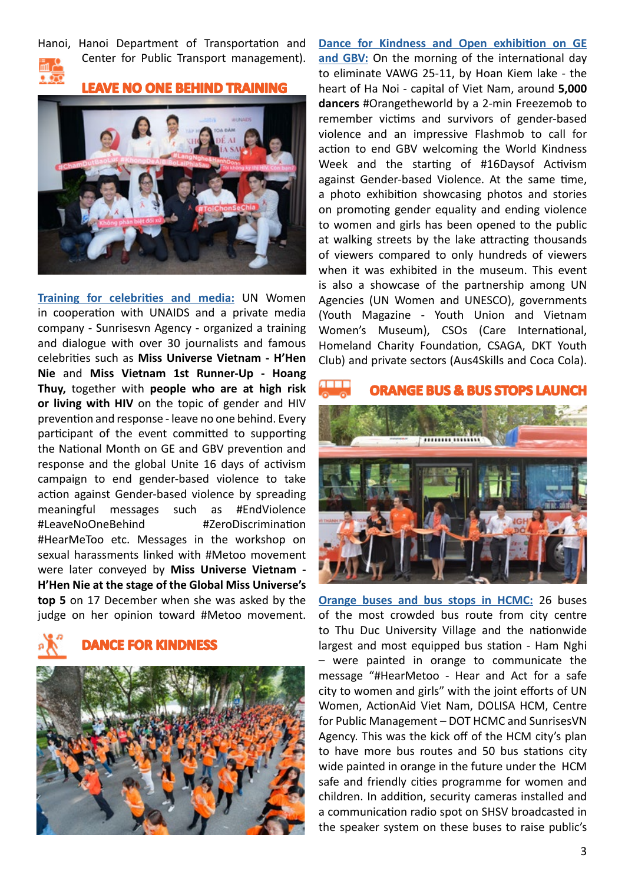Hanoi, Hanoi Department of Transportation and Center for Public Transport management).

## LEAVE NO ONE BEHIND TRAINING

**Training for celebrities and media:** UN Women in cooperation with UNAIDS and a private media company - Sunrisesvn Agency - organized a training and dialogue with over 30 journalists and famous celebrities such as **Miss Universe Vietnam - H'Hen Nie** and **Miss Vietnam 1st Runner-Up - Hoang Thuy,** together with **people who are at high risk or living with HIV** on the topic of gender and HIV prevention and response - leave no one behind. Every participant of the event committed to supporting the National Month on GE and GBV prevention and response and the global Unite 16 days of activism campaign to end gender-based violence to take action against Gender-based violence by spreading meaningful messages such as #EndViolence #LeaveNoOneBehind #ZeroDiscrimination #HearMeToo etc. Messages in the workshop on sexual harassments linked with #Metoo movement were later conveyed by **Miss Universe Vietnam - H'Hen Nie at the stage of the Global Miss Universe's top 5** on 17 December when she was asked by the judge on her opinion toward #Metoo movement.

## DANCE FOR KINDNESS

**Dance for Kindness and Open exhibition on GE and GBV:** On the morning of the international day to eliminate VAWG 25-11, by Hoan Kiem lake - the heart of Ha Noi - capital of Viet Nam, around **5,000 dancers** #Orangetheworld by a 2-min Freezemob to remember victims and survivors of gender-based violence and an impressive Flashmob to call for action to end GBV welcoming the World Kindness Week and the starting of #16Daysof Activism against Gender-based Violence. At the same time, a photo exhibition showcasing photos and stories on promoting gender equality and ending violence to women and girls has been opened to the public at walking streets by the lake attracting thousands of viewers compared to only hundreds of viewers when it was exhibited in the museum. This event is also a showcase of the partnership among UN Agencies (UN Women and UNESCO), governments (Youth Magazine - Youth Union and Vietnam Women's Museum), CSOs (Care International, Homeland Charity Foundation, CSAGA, DKT Youth Club) and private sectors (Aus4Skills and Coca Cola).

## ORANGE BUS & BUS STOPS LAUNCH

**Orange buses and bus stops in HCMC:** 26 buses of the most crowded bus route from city centre to Thu Duc University Village and the nationwide largest and most equipped bus station - Ham Nghi – were painted in orange to communicate the message "#HearMetoo - Hear and Act for a safe city to women and girls" with the joint efforts of UN Women, ActionAid Viet Nam, DOLISA HCM, Centre for Public Management – DOT HCMC and SunrisesVN Agency. This was the kick off of the HCM city's plan to have more bus routes and 50 bus stations city wide painted in orange in the future under the HCM safe and friendly cities programme for women and children. In addition, security cameras installed and a communication radio spot on SHSV broadcasted in the speaker system on these buses to raise public's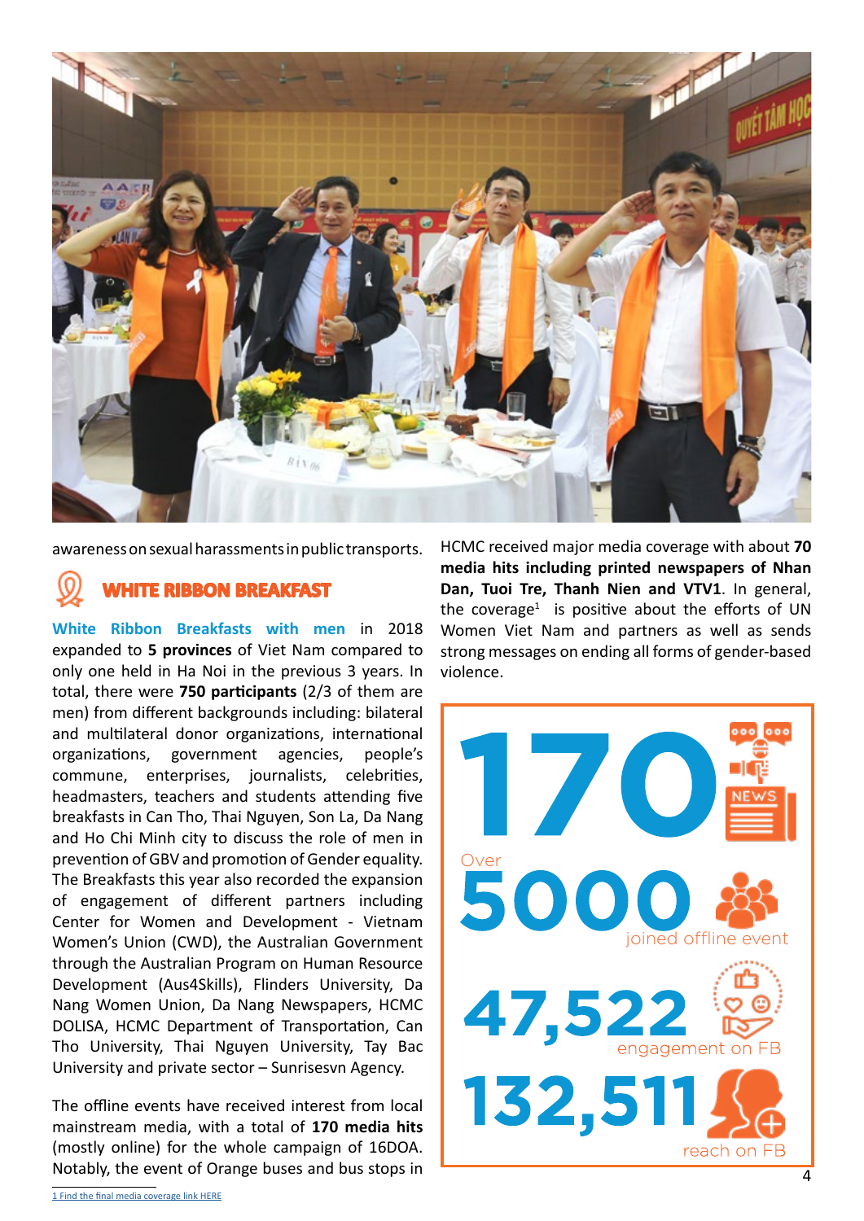awareness on sexual harassments in public transports.

## WHITE RIBBON BREAKFAST

**White Ribbon Breakfasts with men** in 2018 expanded to **5 provinces** of Viet Nam compared to only one held in Ha Noi in the previous 3 years. In total, there were **750 participants** (2/3 of them are men) from different backgrounds including: bilateral and multilateral donor organizations, international organizations, government agencies, people's commune, enterprises, journalists, celebrities, headmasters, teachers and students attending five breakfasts in Can Tho, Thai Nguyen, Son La, Da Nang and Ho Chi Minh city to discuss the role of men in prevention of GBV and promotion of Gender equality. The Breakfasts this year also recorded the expansion of engagement of different partners including Center for Women and Development - Vietnam Women's Union (CWD), the Australian Government through the Australian Program on Human Resource Development (Aus4Skills), Flinders University, Da Nang Women Union, Da Nang Newspapers, HCMC DOLISA, HCMC Department of Transportation, Can Tho University, Thai Nguyen University, Tay Bac University and private sector – Sunrisesvn Agency.

The offline events have received interest from local mainstream media, with a total of **170 media hits** (mostly online) for the whole campaign of 16DOA. Notably, the event of Orange buses and bus stops in HCMC received major media coverage with about **70 media hits including printed newspapers of Nhan Dan, Tuoi Tre, Thanh Nien and VTV1**. In general, the coverage[1] is positive about the efforts of UN Women Viet Nam and partners as well as sends strong messages on ending all forms of gender-based violence.

170

NEWS

Over 5000 joined offline event

47,522 engagement on FB

132,511 reach on FB

[1] Find the final media coverage link HERE